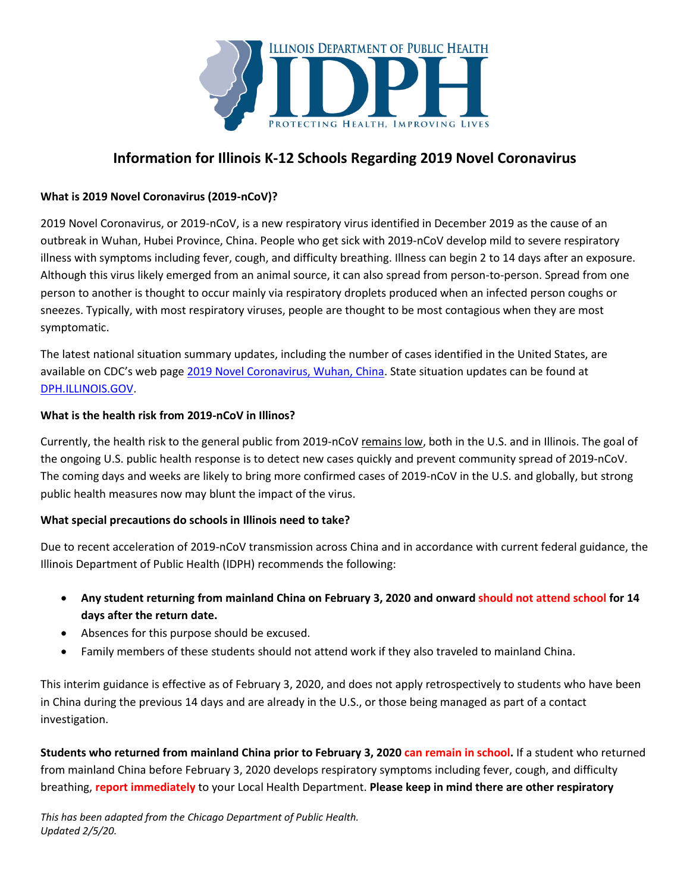# Information for Illinois K-12 Schools Regarding 2019 Novel Coronavirus

**What is 2019 Novel Coronavirus (2019-nCoV)?**

2019 Novel Coronavirus, or 2019-nCoV, is a new respiratory virus identified in December 2019 as the cause of an outbreak in Wuhan, Hubei Province, China. People who get sick with 2019-nCoV develop mild to severe respiratory illness with symptoms including fever, cough, and difficulty breathing. Illness can begin 2 to 14 days after an exposure. Although this virus likely emerged from an animal source, it can also spread from person-to-person. Spread from one person to another is thought to occur mainly via respiratory droplets produced when an infected person coughs or sneezes. Typically, with most respiratory viruses, people are thought to be most contagious when they are most symptomatic.

The latest national situation summary updates, including the number of cases identified in the United States, are available on CDC's web page 2019 Novel Coronavirus, Wuhan, China. State situation updates can be found at DPH.ILLINOIS.GOV.

**What is the health risk from 2019-nCoV in Illinos?**

Currently, the health risk to the general public from 2019-nCoV remains low, both in the U.S. and in Illinois. The goal of the ongoing U.S. public health response is to detect new cases quickly and prevent community spread of 2019-nCoV. The coming days and weeks are likely to bring more confirmed cases of 2019-nCoV in the U.S. and globally, but strong public health measures now may blunt the impact of the virus.

**What special precautions do schools in Illinois need to take?**

Due to recent acceleration of 2019-nCoV transmission across China and in accordance with current federal guidance, the Illinois Department of Public Health (IDPH) recommends the following:

- **Any student returning from mainland China on February 3, 2020 and onward should not attend school for 14 days after the return date.**
- Absences for this purpose should be excused.
- Family members of these students should not attend work if they also traveled to mainland China.

This interim guidance is effective as of February 3, 2020, and does not apply retrospectively to students who have been in China during the previous 14 days and are already in the U.S., or those being managed as part of a contact investigation.

**Students who returned from mainland China prior to February 3, 2020 can remain in school.** If a student who returned from mainland China before February 3, 2020 develops respiratory symptoms including fever, cough, and difficulty breathing, **report immediately** to your Local Health Department. **Please keep in mind there are other respiratory**

*This has been adapted from the Chicago Department of Public Health.*
*Updated 2/5/20.*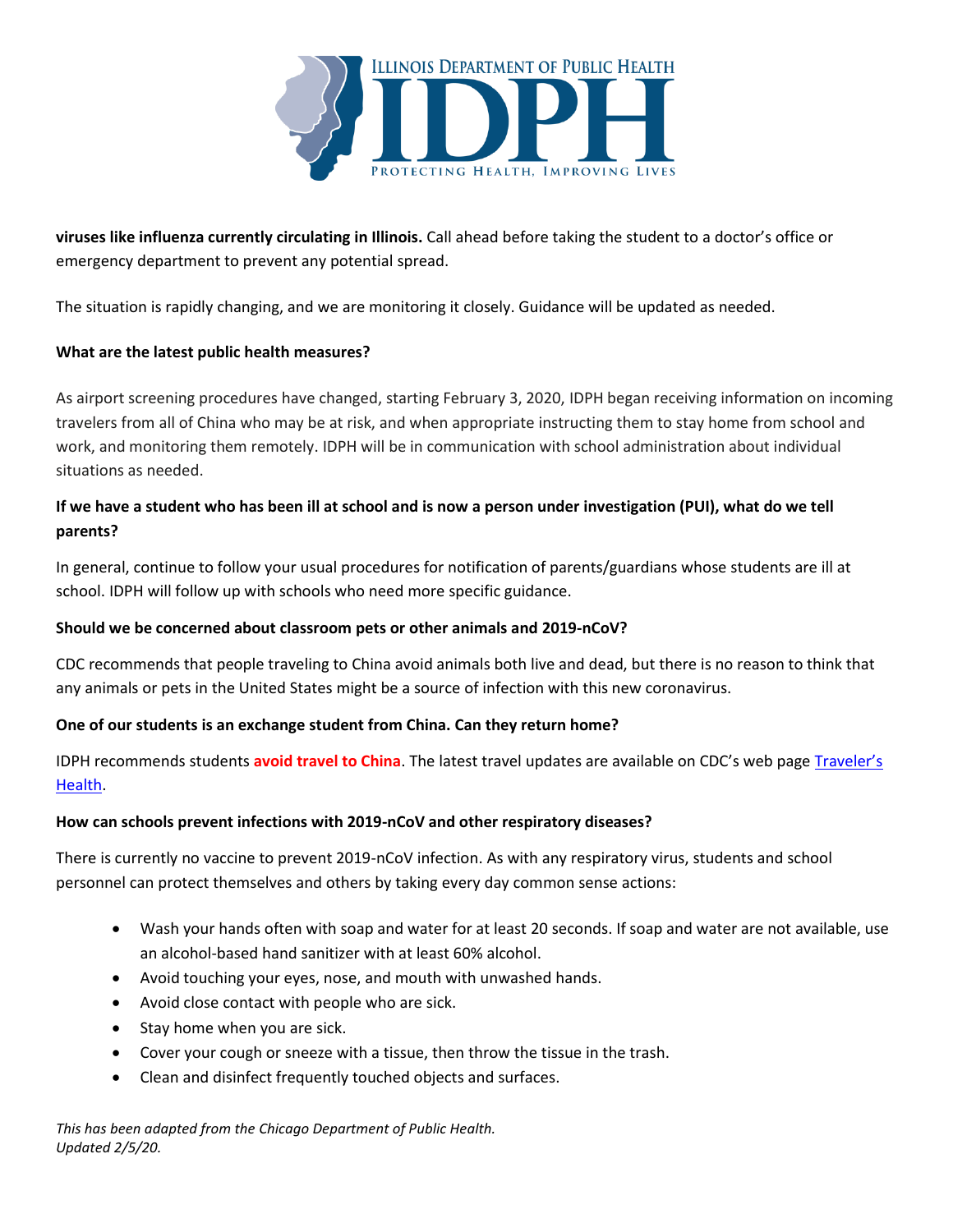**viruses like influenza currently circulating in Illinois.** Call ahead before taking the student to a doctor's office or emergency department to prevent any potential spread.

The situation is rapidly changing, and we are monitoring it closely. Guidance will be updated as needed.

**What are the latest public health measures?**

As airport screening procedures have changed, starting February 3, 2020, IDPH began receiving information on incoming travelers from all of China who may be at risk, and when appropriate instructing them to stay home from school and work, and monitoring them remotely. IDPH will be in communication with school administration about individual situations as needed.

**If we have a student who has been ill at school and is now a person under investigation (PUI), what do we tell parents?**

In general, continue to follow your usual procedures for notification of parents/guardians whose students are ill at school. IDPH will follow up with schools who need more specific guidance.

**Should we be concerned about classroom pets or other animals and 2019-nCoV?**

CDC recommends that people traveling to China avoid animals both live and dead, but there is no reason to think that any animals or pets in the United States might be a source of infection with this new coronavirus.

**One of our students is an exchange student from China. Can they return home?**

IDPH recommends students **avoid travel to China**. The latest travel updates are available on CDC's web page Traveler's Health.

**How can schools prevent infections with 2019-nCoV and other respiratory diseases?**

There is currently no vaccine to prevent 2019-nCoV infection. As with any respiratory virus, students and school personnel can protect themselves and others by taking every day common sense actions:

- Wash your hands often with soap and water for at least 20 seconds. If soap and water are not available, use an alcohol-based hand sanitizer with at least 60% alcohol.
- Avoid touching your eyes, nose, and mouth with unwashed hands.
- Avoid close contact with people who are sick.
- Stay home when you are sick.
- Cover your cough or sneeze with a tissue, then throw the tissue in the trash.
- Clean and disinfect frequently touched objects and surfaces.

*This has been adapted from the Chicago Department of Public Health.*
*Updated 2/5/20.*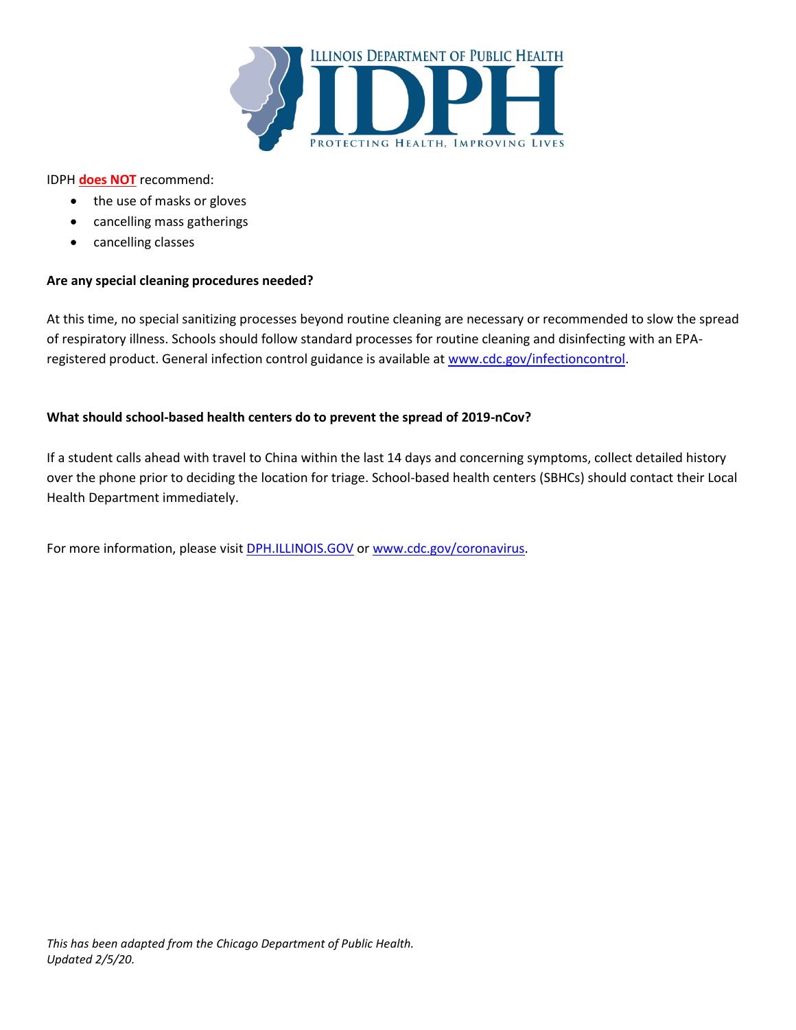IDPH **does NOT** recommend:

- the use of masks or gloves
- cancelling mass gatherings
- cancelling classes

**Are any special cleaning procedures needed?**

At this time, no special sanitizing processes beyond routine cleaning are necessary or recommended to slow the spread of respiratory illness. Schools should follow standard processes for routine cleaning and disinfecting with an EPA-registered product. General infection control guidance is available at www.cdc.gov/infectioncontrol.

**What should school-based health centers do to prevent the spread of 2019-nCov?**

If a student calls ahead with travel to China within the last 14 days and concerning symptoms, collect detailed history over the phone prior to deciding the location for triage. School-based health centers (SBHCs) should contact their Local Health Department immediately.

For more information, please visit DPH.ILLINOIS.GOV or www.cdc.gov/coronavirus.

*This has been adapted from the Chicago Department of Public Health.*
*Updated 2/5/20.*